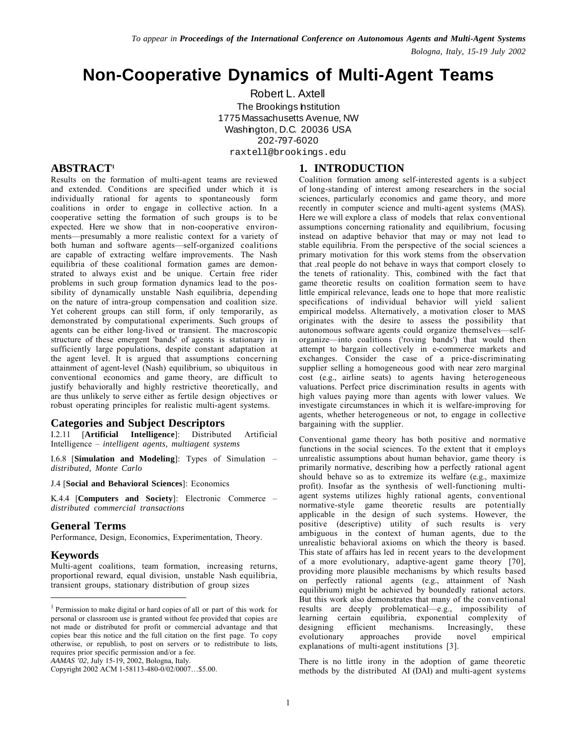*To appear in* ***Proceedings of the International Conference on Autonomous Agents and Multi-Agent Systems***
*Bologna, Italy, 15-19 July 2002*

# Non-Cooperative Dynamics of Multi-Agent Teams

Robert L. Axtell
The Brookings Institution
1775 Massachusetts Avenue, NW
Washington, D.C. 20036 USA
202-797-6020
raxtell@brookings.edu

## ABSTRACT[1]

Results on the formation of multi-agent teams are reviewed and extended. Conditions are specified under which it is individually rational for agents to spontaneously form coalitions in order to engage in collective action. In a cooperative setting the formation of such groups is to be expected. Here we show that in non-cooperative environments—presumably a more realistic context for a variety of both human and software agents—self-organized coalitions are capable of extracting welfare improvements. The Nash equilibria of these coalitional formation games are demonstrated to always exist and be unique. Certain free rider problems in such group formation dynamics lead to the possibility of dynamically unstable Nash equilibria, depending on the nature of intra-group compensation and coalition size. Yet coherent groups can still form, if only temporarily, as demonstrated by computational experiments. Such groups of agents can be either long-lived or transient. The macroscopic structure of these emergent 'bands' of agents is stationary in sufficiently large populations, despite constant adaptation at the agent level. It is argued that assumptions concerning attainment of agent-level (Nash) equilibrium, so ubiquitous in conventional economics and game theory, are difficult to justify behaviorally and highly restrictive theoretically, and are thus unlikely to serve either as fertile design objectives or robust operating principles for realistic multi-agent systems.

### Categories and Subject Descriptors

I.2.11 [**Artificial Intelligence**]: Distributed Artificial Intelligence – *intelligent agents, multiagent systems*

I.6.8 [**Simulation and Modeling**]: Types of Simulation – *distributed, Monte Carlo*

J.4 [**Social and Behavioral Sciences**]: Economics

K.4.4 [**Computers and Society**]: Electronic Commerce – *distributed commercial transactions*

### General Terms

Performance, Design, Economics, Experimentation, Theory.

### Keywords

Multi-agent coalitions, team formation, increasing returns, proportional reward, equal division, unstable Nash equilibria, transient groups, stationary distribution of group sizes

[1] Permission to make digital or hard copies of all or part of this work for personal or classroom use is granted without fee provided that copies are not made or distributed for profit or commercial advantage and that copies bear this notice and the full citation on the first page. To copy otherwise, or republish, to post on servers or to redistribute to lists, requires prior specific permission and/or a fee.
*AAMAS '02*, July 15-19, 2002, Bologna, Italy.
Copyright 2002 ACM 1-58113-480-0/02/0007…$5.00.

## 1. INTRODUCTION

Coalition formation among self-interested agents is a subject of long-standing of interest among researchers in the social sciences, particularly economics and game theory, and more recently in computer science and multi-agent systems (MAS). Here we will explore a class of models that relax conventional assumptions concerning rationality and equilibrium, focusing instead on adaptive behavior that may or may not lead to stable equilibria. From the perspective of the social sciences a primary motivation for this work stems from the observation that .real people do not behave in ways that comport closely to the tenets of rationality. This, combined with the fact that game theoretic results on coalition formation seem to have little empirical relevance, leads one to hope that more realistic specifications of individual behavior will yield salient empirical modelss. Alternatively, a motivation closer to MAS originates with the desire to assess the possibility that autonomous software agents could organize themselves—self-organize—into coalitions ('roving bands') that would then attempt to bargain collectively in e-commerce markets and exchanges. Consider the case of a price-discriminating supplier selling a homogeneous good with near zero marginal cost (e.g., airline seats) to agents having heterogeneous valuations. Perfect price discrimination results in agents with high values paying more than agents with lower values. We investigate circumstances in which it is welfare-improving for agents, whether heterogeneous or not, to engage in collective bargaining with the supplier.

Conventional game theory has both positive and normative functions in the social sciences. To the extent that it employs unrealistic assumptions about human behavior, game theory is primarily normative, describing how a perfectly rational agent should behave so as to extremize its welfare (e.g., maximize profit). Insofar as the synthesis of well-functioning multi-agent systems utilizes highly rational agents, conventional normative-style game theoretic results are potentially applicable in the design of such systems. However, the positive (descriptive) utility of such results is very ambiguous in the context of human agents, due to the unrealistic behavioral axioms on which the theory is based. This state of affairs has led in recent years to the development of a more evolutionary, adaptive-agent game theory [70], providing more plausible mechanisms by which results based on perfectly rational agents (e.g., attainment of Nash equilibrium) might be achieved by boundedly rational actors. But this work also demonstrates that many of the conventional results are deeply problematical—e.g., impossibility of learning certain equilibria, exponential complexity of designing efficient mechanisms. Increasingly, these evolutionary approaches provide novel empirical explanations of multi-agent institutions [3].

There is no little irony in the adoption of game theoretic methods by the distributed AI (DAI) and multi-agent systems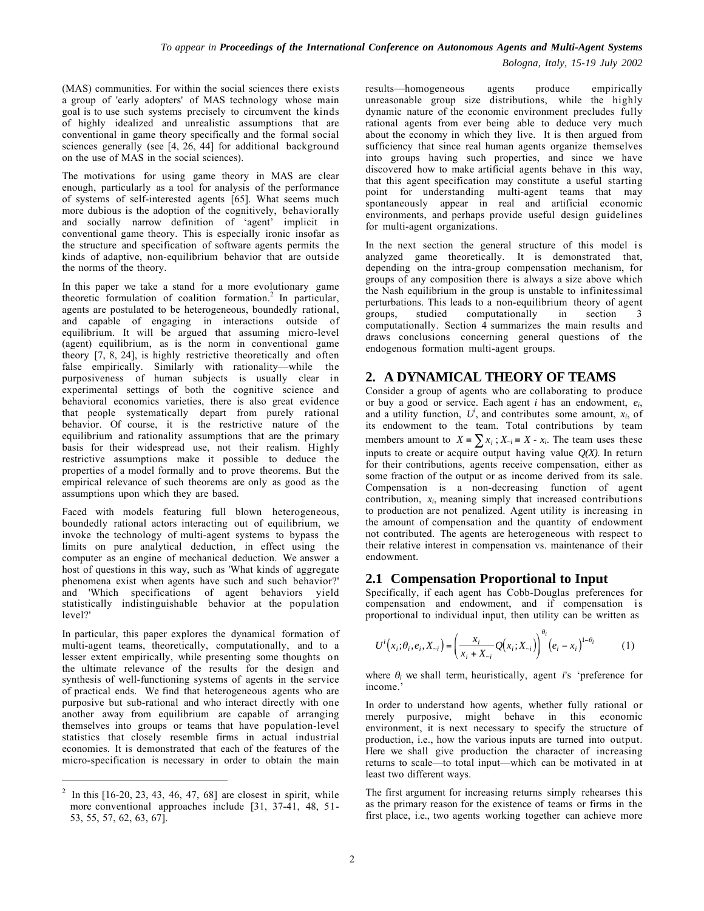(MAS) communities. For within the social sciences there exists a group of 'early adopters' of MAS technology whose main goal is to use such systems precisely to circumvent the kinds of highly idealized and unrealistic assumptions that are conventional in game theory specifically and the formal social sciences generally (see [4, 26, 44] for additional background on the use of MAS in the social sciences).

The motivations for using game theory in MAS are clear enough, particularly as a tool for analysis of the performance of systems of self-interested agents [65]. What seems much more dubious is the adoption of the cognitively, behaviorally and socially narrow definition of 'agent' implicit in conventional game theory. This is especially ironic insofar as the structure and specification of software agents permits the kinds of adaptive, non-equilibrium behavior that are outside the norms of the theory.

In this paper we take a stand for a more evolutionary game theoretic formulation of coalition formation.[2] In particular, agents are postulated to be heterogeneous, boundedly rational, and capable of engaging in interactions outside of equilibrium. It will be argued that assuming micro-level (agent) equilibrium, as is the norm in conventional game theory [7, 8, 24], is highly restrictive theoretically and often false empirically. Similarly with rationality—while the purposiveness of human subjects is usually clear in experimental settings of both the cognitive science and behavioral economics varieties, there is also great evidence that people systematically depart from purely rational behavior. Of course, it is the restrictive nature of the equilibrium and rationality assumptions that are the primary basis for their widespread use, not their realism. Highly restrictive assumptions make it possible to deduce the properties of a model formally and to prove theorems. But the empirical relevance of such theorems are only as good as the assumptions upon which they are based.

Faced with models featuring full blown heterogeneous, boundedly rational actors interacting out of equilibrium, we invoke the technology of multi-agent systems to bypass the limits on pure analytical deduction, in effect using the computer as an engine of mechanical deduction. We answer a host of questions in this way, such as 'What kinds of aggregate phenomena exist when agents have such and such behavior?' and 'Which specifications of agent behaviors yield statistically indistinguishable behavior at the population level?'

In particular, this paper explores the dynamical formation of multi-agent teams, theoretically, computationally, and to a lesser extent empirically, while presenting some thoughts on the ultimate relevance of the results for the design and synthesis of well-functioning systems of agents in the service of practical ends. We find that heterogeneous agents who are purposive but sub-rational and who interact directly with one another away from equilibrium are capable of arranging themselves into groups or teams that have population-level statistics that closely resemble firms in actual industrial economies. It is demonstrated that each of the features of the micro-specification is necessary in order to obtain the main results—homogeneous agents produce empirically unreasonable group size distributions, while the highly dynamic nature of the economic environment precludes fully rational agents from ever being able to deduce very much about the economy in which they live. It is then argued from sufficiency that since real human agents organize themselves into groups having such properties, and since we have discovered how to make artificial agents behave in this way, that this agent specification may constitute a useful starting point for understanding multi-agent teams that may spontaneously appear in real and artificial economic environments, and perhaps provide useful design guidelines for multi-agent organizations.

In the next section the general structure of this model is analyzed game theoretically. It is demonstrated that, depending on the intra-group compensation mechanism, for groups of any composition there is always a size above which the Nash equilibrium in the group is unstable to infinitessimal perturbations. This leads to a non-equilibrium theory of agent groups, studied computationally in section 3 computationally. Section 4 summarizes the main results and draws conclusions concerning general questions of the endogenous formation multi-agent groups.

## 2. A DYNAMICAL THEORY OF TEAMS

Consider a group of agents who are collaborating to produce or buy a good or service. Each agent $i$ has an endowment, $e_i$, and a utility function, $U^i$, and contributes some amount, $x_i$, of its endowment to the team. Total contributions by team members amount to $X \equiv \sum x_i$ ; $X_{\sim i} \equiv X - x_i$. The team uses these inputs to create or acquire output having value $Q(X)$. In return for their contributions, agents receive compensation, either as some fraction of the output or as income derived from its sale. Compensation is a non-decreasing function of agent contribution, $x_i$, meaning simply that increased contributions to production are not penalized. Agent utility is increasing in the amount of compensation and the quantity of endowment not contributed. The agents are heterogeneous with respect to their relative interest in compensation vs. maintenance of their endowment.

### 2.1 Compensation Proportional to Input

Specifically, if each agent has Cobb-Douglas preferences for compensation and endowment, and if compensation is proportional to individual input, then utility can be written as

$$U^i\left(x_i;\theta_i,e_i,X_{\sim i}\right) = \left(\frac{x_i}{x_i + X_{\sim i}} Q\left(x_i;X_{\sim i}\right)\right)^{\theta_i} \left(e_i - x_i\right)^{1-\theta_i} \qquad (1)$$

where $\theta_i$ we shall term, heuristically, agent $i$'s 'preference for income.'

In order to understand how agents, whether fully rational or merely purposive, might behave in this economic environment, it is next necessary to specify the structure of production, i.e., how the various inputs are turned into output. Here we shall give production the character of increasing returns to scale—to total input—which can be motivated in at least two different ways.

The first argument for increasing returns simply rehearses this as the primary reason for the existence of teams or firms in the first place, i.e., two agents working together can achieve more

[2] In this [16-20, 23, 43, 46, 47, 68] are closest in spirit, while more conventional approaches include [31, 37-41, 48, 51-53, 55, 57, 62, 63, 67].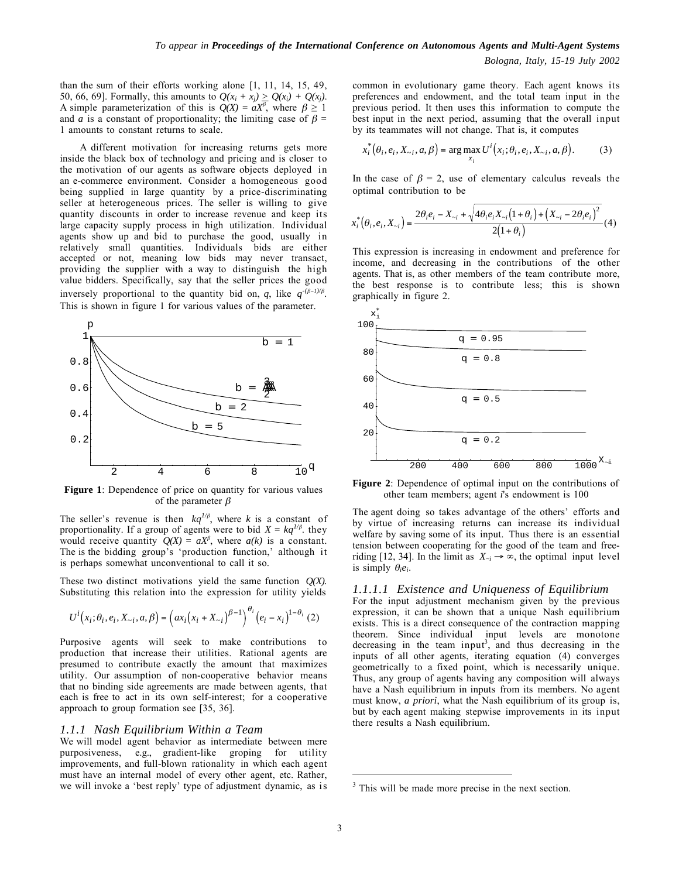than the sum of their efforts working alone [1, 11, 14, 15, 49, 50, 66, 69]. Formally, this amounts to $Q(x_i + x_j) \geq Q(x_i) + Q(x_j)$. A simple parameterization of this is $Q(X) = aX^{\beta}$, where $\beta \geq 1$ and $a$ is a constant of proportionality; the limiting case of $\beta = 1$ amounts to constant returns to scale.

A different motivation for increasing returns gets more inside the black box of technology and pricing and is closer to the motivation of our agents as software objects deployed in an e-commerce environment. Consider a homogeneous good being supplied in large quantity by a price-discriminating seller at heterogeneous prices. The seller is willing to give quantity discounts in order to increase revenue and keep its large capacity supply process in high utilization. Individual agents show up and bid to purchase the good, usually in relatively small quantities. Individuals bids are either accepted or not, meaning low bids may never transact, providing the supplier with a way to distinguish the high value bidders. Specifically, say that the seller prices the good inversely proportional to the quantity bid on, $q$, like $q^{-(\beta-1)/\beta}$. This is shown in figure 1 for various values of the parameter.

**Figure 1**: Dependence of price on quantity for various values of the parameter $\beta$

The seller's revenue is then $kq^{1/\beta}$, where $k$ is a constant of proportionality. If a group of agents were to bid $X = kq^{1/\beta}$, they would receive quantity $Q(X) = aX^{\beta}$, where $a(k)$ is a constant. The is the bidding group's 'production function,' although it is perhaps somewhat unconventional to call it so.

These two distinct motivations yield the same function $Q(X)$. Substituting this relation into the expression for utility yields

$$U^i\left(x_i;\theta_i,e_i,X_{\sim i},a,\beta\right) = \left(ax_i\left(x_i + X_{\sim i}\right)^{\beta-1}\right)^{\theta_i}\left(e_i - x_i\right)^{1-\theta_i} \quad (2)$$

Purposive agents will seek to make contributions to production that increase their utilities. Rational agents are presumed to contribute exactly the amount that maximizes utility. Our assumption of non-cooperative behavior means that no binding side agreements are made between agents, that each is free to act in its own self-interest; for a cooperative approach to group formation see [35, 36].

### *1.1.1 Nash Equilibrium Within a Team*

We will model agent behavior as intermediate between mere purposiveness, e.g., gradient-like groping for utility improvements, and full-blown rationality in which each agent must have an internal model of every other agent, etc. Rather, we will invoke a 'best reply' type of adjustment dynamic, as is common in evolutionary game theory. Each agent knows its preferences and endowment, and the total team input in the previous period. It then uses this information to compute the best input in the next period, assuming that the overall input by its teammates will not change. That is, it computes

$$x_i^*\left(\theta_i,e_i,X_{\sim i},a,\beta\right) = \arg\max_{x_i} U^i\left(x_i;\theta_i,e_i,X_{\sim i},a,\beta\right). \quad (3)$$

In the case of $\beta = 2$, use of elementary calculus reveals the optimal contribution to be

$$x_i^*\left(\theta_i,e_i,X_{\sim i}\right) = \frac{2\theta_i e_i - X_{\sim i} + \sqrt{4\theta_i e_i X_{\sim i}\left(1+\theta_i\right) + \left(X_{\sim i} - 2\theta_i e_i\right)^2}}{2\left(1+\theta_i\right)} \quad (4)$$

This expression is increasing in endowment and preference for income, and decreasing in the contributions of the other agents. That is, as other members of the team contribute more, the best response is to contribute less; this is shown graphically in figure 2.

**Figure 2**: Dependence of optimal input on the contributions of other team members; agent $i$'s endowment is 100

The agent doing so takes advantage of the others' efforts and by virtue of increasing returns can increase its individual welfare by saving some of its input. Thus there is an essential tension between cooperating for the good of the team and free-riding [12, 34]. In the limit as $X_{\sim i} \to \infty$, the optimal input level is simply $\theta_i e_i$.

#### *1.1.1.1 Existence and Uniqueness of Equilibrium*

For the input adjustment mechanism given by the previous expression, it can be shown that a unique Nash equilibrium exists. This is a direct consequence of the contraction mapping theorem. Since individual input levels are monotone decreasing in the team input[3], and thus decreasing in the inputs of all other agents, iterating equation (4) converges geometrically to a fixed point, which is necessarily unique. Thus, any group of agents having any composition will always have a Nash equilibrium in inputs from its members. No agent must know, *a priori*, what the Nash equilibrium of its group is, but by each agent making stepwise improvements in its input there results a Nash equilibrium.

[3] This will be made more precise in the next section.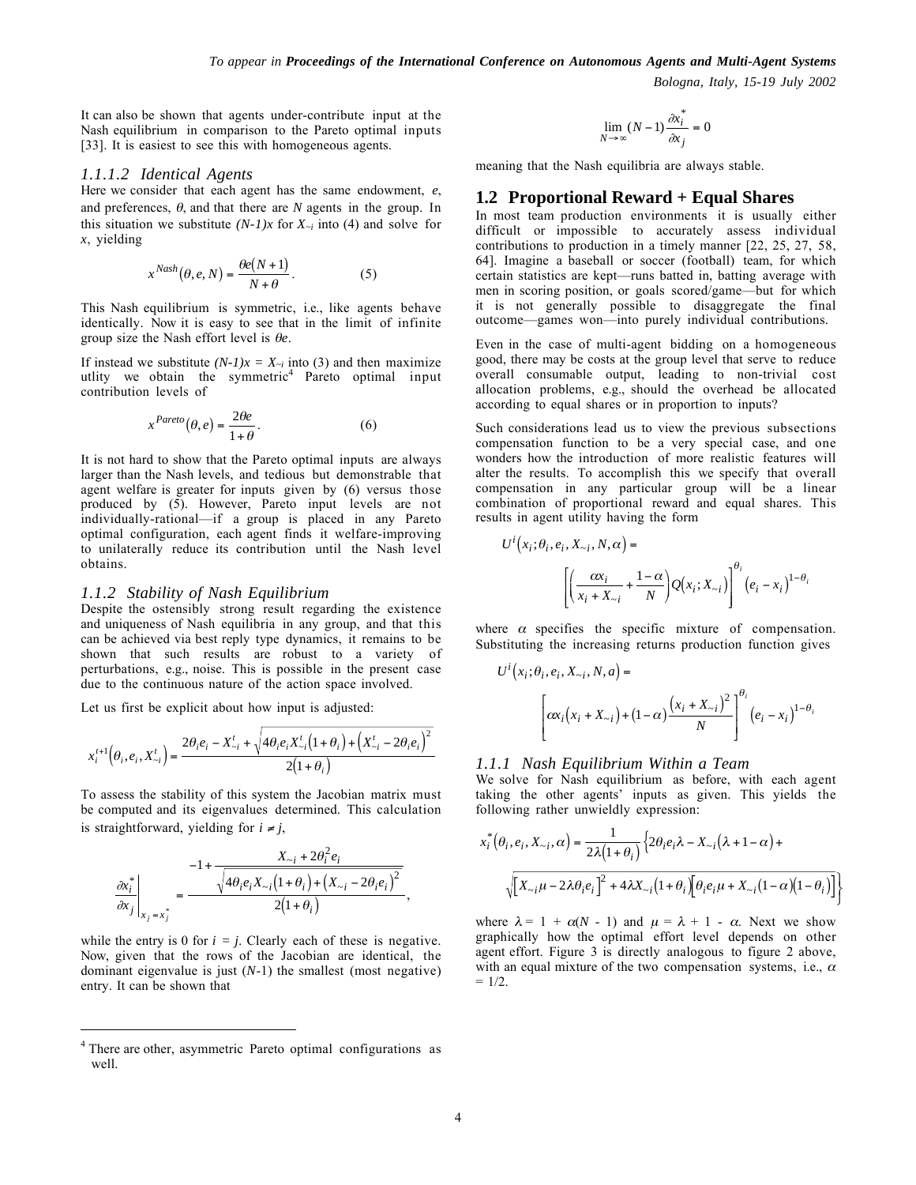It can also be shown that agents under-contribute input at the Nash equilibrium in comparison to the Pareto optimal inputs [33]. It is easiest to see this with homogeneous agents.

#### *1.1.1.2 Identical Agents*

Here we consider that each agent has the same endowment, $e$, and preferences, $\theta$, and that there are $N$ agents in the group. In this situation we substitute $(N\text{-}1)x$ for $X_{\sim i}$ into (4) and solve for $x$, yielding

$$x^{Nash}(\theta, e, N) = \frac{\theta e(N+1)}{N+\theta}. \qquad (5)$$

This Nash equilibrium is symmetric, i.e., like agents behave identically. Now it is easy to see that in the limit of infinite group size the Nash effort level is $\theta e$.

If instead we substitute $(N\text{-}1)x = X_{\sim i}$ into (3) and then maximize utlity we obtain the symmetric[4] Pareto optimal input contribution levels of

$$x^{Pareto}(\theta, e) = \frac{2\theta e}{1+\theta}. \qquad (6)$$

It is not hard to show that the Pareto optimal inputs are always larger than the Nash levels, and tedious but demonstrable that agent welfare is greater for inputs given by (6) versus those produced by (5). However, Pareto input levels are not individually-rational—if a group is placed in any Pareto optimal configuration, each agent finds it welfare-improving to unilaterally reduce its contribution until the Nash level obtains.

### *1.1.2 Stability of Nash Equilibrium*

Despite the ostensibly strong result regarding the existence and uniqueness of Nash equilibria in any group, and that this can be achieved via best reply type dynamics, it remains to be shown that such results are robust to a variety of perturbations, e.g., noise. This is possible in the present case due to the continuous nature of the action space involved.

Let us first be explicit about how input is adjusted:

$$x_i^{t+1}\left(\theta_i, e_i, X_{\sim i}^t\right) = \frac{2\theta_i e_i - X_{\sim i}^t + \sqrt{4\theta_i e_i X_{\sim i}^t(1+\theta_i) + \left(X_{\sim i}^t - 2\theta_i e_i\right)^2}}{2(1+\theta_i)}$$

To assess the stability of this system the Jacobian matrix must be computed and its eigenvalues determined. This calculation is straightforward, yielding for $i \neq j$,

$$\left.\frac{\partial x_i^*}{\partial x_j}\right|_{x_j = x_j^*} = \frac{-1 + \dfrac{X_{\sim i} + 2\theta_i^2 e_i}{\sqrt{4\theta_i e_i X_{\sim i}(1+\theta_i) + \left(X_{\sim i} - 2\theta_i e_i\right)^2}}}{2(1+\theta_i)},$$

while the entry is 0 for $i = j$. Clearly each of these is negative. Now, given that the rows of the Jacobian are identical, the dominant eigenvalue is just $(N\text{-}1)$ the smallest (most negative) entry. It can be shown that

$$\lim_{N \to \infty} (N-1)\frac{\partial x_i^*}{\partial x_j} = 0$$

meaning that the Nash equilibria are always stable.

## 1.2 Proportional Reward + Equal Shares

In most team production environments it is usually either difficult or impossible to accurately assess individual contributions to production in a timely manner [22, 25, 27, 58, 64]. Imagine a baseball or soccer (football) team, for which certain statistics are kept—runs batted in, batting average with men in scoring position, or goals scored/game—but for which it is not generally possible to disaggregate the final outcome—games won—into purely individual contributions.

Even in the case of multi-agent bidding on a homogeneous good, there may be costs at the group level that serve to reduce overall consumable output, leading to non-trivial cost allocation problems, e.g., should the overhead be allocated according to equal shares or in proportion to inputs?

Such considerations lead us to view the previous subsections compensation function to be a very special case, and one wonders how the introduction of more realistic features will alter the results. To accomplish this we specify that overall compensation in any particular group will be a linear combination of proportional reward and equal shares. This results in agent utility having the form

$$U^i\left(x_i; \theta_i, e_i, X_{\sim i}, N, \alpha\right) = \left[\left(\frac{\alpha x_i}{x_i + X_{\sim i}} + \frac{1-\alpha}{N}\right) Q\left(x_i; X_{\sim i}\right)\right]^{\theta_i} \left(e_i - x_i\right)^{1-\theta_i}$$

where $\alpha$ specifies the specific mixture of compensation. Substituting the increasing returns production function gives

$$U^i\left(x_i; \theta_i, e_i, X_{\sim i}, N, a\right) = \left[\alpha x_i\left(x_i + X_{\sim i}\right) + (1-\alpha)\frac{\left(x_i + X_{\sim i}\right)^2}{N}\right]^{\theta_i} \left(e_i - x_i\right)^{1-\theta_i}$$

### *1.1.1 Nash Equilibrium Within a Team*

We solve for Nash equilibrium as before, with each agent taking the other agents' inputs as given. This yields the following rather unwieldly expression:

$$x_i^*\left(\theta_i, e_i, X_{\sim i}, \alpha\right) = \frac{1}{2\lambda(1+\theta_i)}\Big\{2\theta_i e_i \lambda - X_{\sim i}(\lambda + 1 - \alpha) + \sqrt{\left[X_{\sim i}\mu - 2\lambda\theta_i e_i\right]^2 + 4\lambda X_{\sim i}(1+\theta_i)\left[\theta_i e_i \mu + X_{\sim i}(1-\alpha)(1-\theta_i)\right]}\Big\}$$

where $\lambda = 1 + \alpha(N - 1)$ and $\mu = \lambda + 1 - \alpha$. Next we show graphically how the optimal effort level depends on other agent effort. Figure 3 is directly analogous to figure 2 above, with an equal mixture of the two compensation systems, i.e., $\alpha = 1/2$.

---

[4] There are other, asymmetric Pareto optimal configurations as well.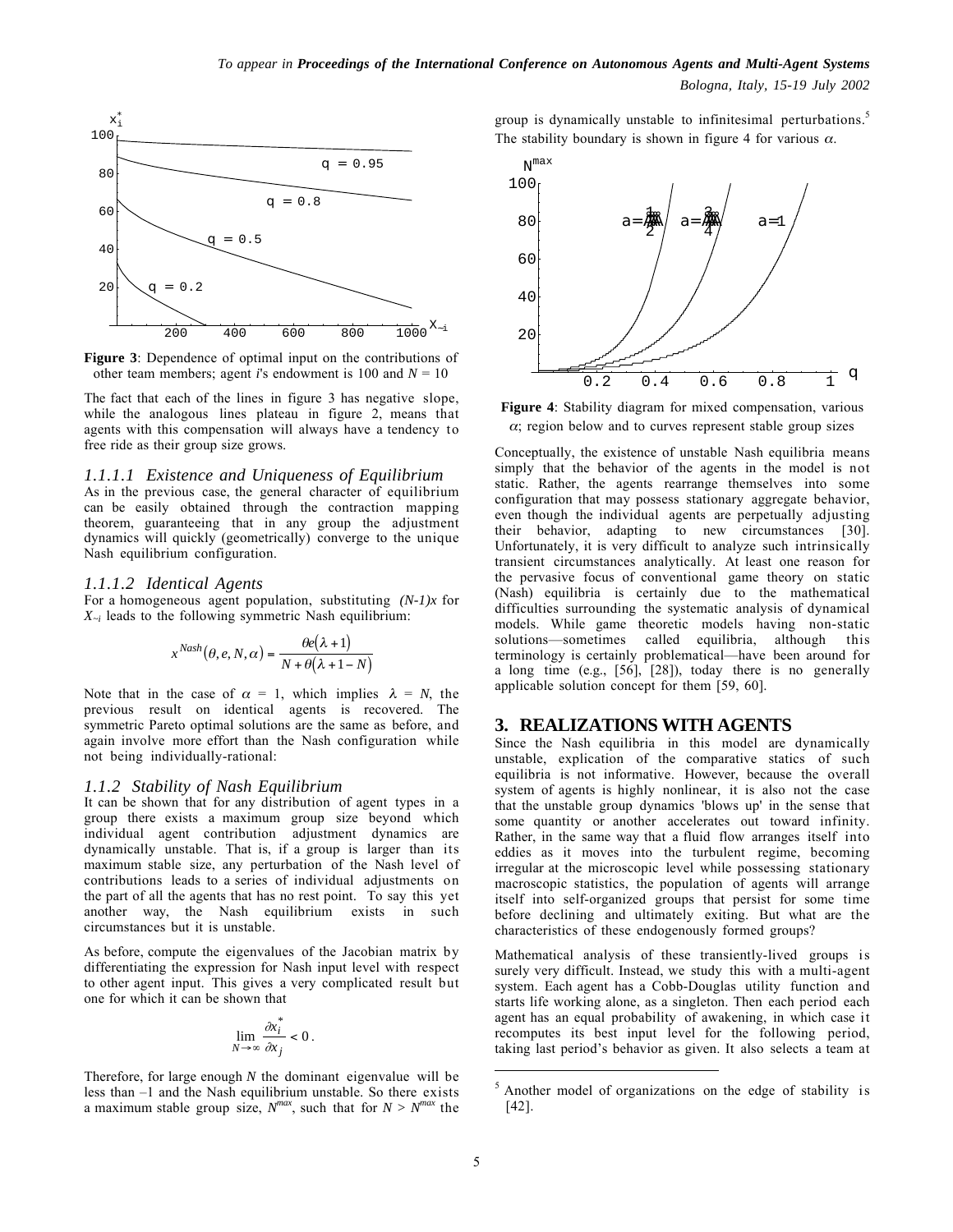**Figure 3**: Dependence of optimal input on the contributions of other team members; agent *i*'s endowment is 100 and $N = 10$

The fact that each of the lines in figure 3 has negative slope, while the analogous lines plateau in figure 2, means that agents with this compensation will always have a tendency to free ride as their group size grows.

#### 1.1.1.1 Existence and Uniqueness of Equilibrium

As in the previous case, the general character of equilibrium can be easily obtained through the contraction mapping theorem, guaranteeing that in any group the adjustment dynamics will quickly (geometrically) converge to the unique Nash equilibrium configuration.

#### 1.1.1.2 Identical Agents

For a homogeneous agent population, substituting $(N-1)x$ for $X_{\sim i}$ leads to the following symmetric Nash equilibrium:

$$x^{Nash}(\theta, e, N, \alpha) = \frac{\theta e(\lambda + 1)}{N + \theta(\lambda + 1 - N)}$$

Note that in the case of $\alpha = 1$, which implies $\lambda = N$, the previous result on identical agents is recovered. The symmetric Pareto optimal solutions are the same as before, and again involve more effort than the Nash configuration while not being individually-rational:

### 1.1.2 Stability of Nash Equilibrium

It can be shown that for any distribution of agent types in a group there exists a maximum group size beyond which individual agent contribution adjustment dynamics are dynamically unstable. That is, if a group is larger than its maximum stable size, any perturbation of the Nash level of contributions leads to a series of individual adjustments on the part of all the agents that has no rest point. To say this yet another way, the Nash equilibrium exists in such circumstances but it is unstable.

As before, compute the eigenvalues of the Jacobian matrix by differentiating the expression for Nash input level with respect to other agent input. This gives a very complicated result but one for which it can be shown that

$$\lim_{N \to \infty} \frac{\partial x_i^*}{\partial x_j} < 0 .$$

Therefore, for large enough $N$ the dominant eigenvalue will be less than $-1$ and the Nash equilibrium unstable. So there exists a maximum stable group size, $N^{max}$, such that for $N > N^{max}$ the group is dynamically unstable to infinitesimal perturbations.[5] The stability boundary is shown in figure 4 for various $\alpha$.

**Figure 4**: Stability diagram for mixed compensation, various $\alpha$; region below and to curves represent stable group sizes

Conceptually, the existence of unstable Nash equilibria means simply that the behavior of the agents in the model is not static. Rather, the agents rearrange themselves into some configuration that may possess stationary aggregate behavior, even though the individual agents are perpetually adjusting their behavior, adapting to new circumstances [30]. Unfortunately, it is very difficult to analyze such intrinsically transient circumstances analytically. At least one reason for the pervasive focus of conventional game theory on static (Nash) equilibria is certainly due to the mathematical difficulties surrounding the systematic analysis of dynamical models. While game theoretic models having non-static solutions—sometimes called equilibria, although this terminology is certainly problematical—have been around for a long time (e.g., [56], [28]), today there is no generally applicable solution concept for them [59, 60].

## 3. REALIZATIONS WITH AGENTS

Since the Nash equilibria in this model are dynamically unstable, explication of the comparative statics of such equilibria is not informative. However, because the overall system of agents is highly nonlinear, it is also not the case that the unstable group dynamics 'blows up' in the sense that some quantity or another accelerates out toward infinity. Rather, in the same way that a fluid flow arranges itself into eddies as it moves into the turbulent regime, becoming irregular at the microscopic level while possessing stationary macroscopic statistics, the population of agents will arrange itself into self-organized groups that persist for some time before declining and ultimately exiting. But what are the characteristics of these endogenously formed groups?

Mathematical analysis of these transiently-lived groups is surely very difficult. Instead, we study this with a multi-agent system. Each agent has a Cobb-Douglas utility function and starts life working alone, as a singleton. Then each period each agent has an equal probability of awakening, in which case it recomputes its best input level for the following period, taking last period's behavior as given. It also selects a team at

[5] Another model of organizations on the edge of stability is [42].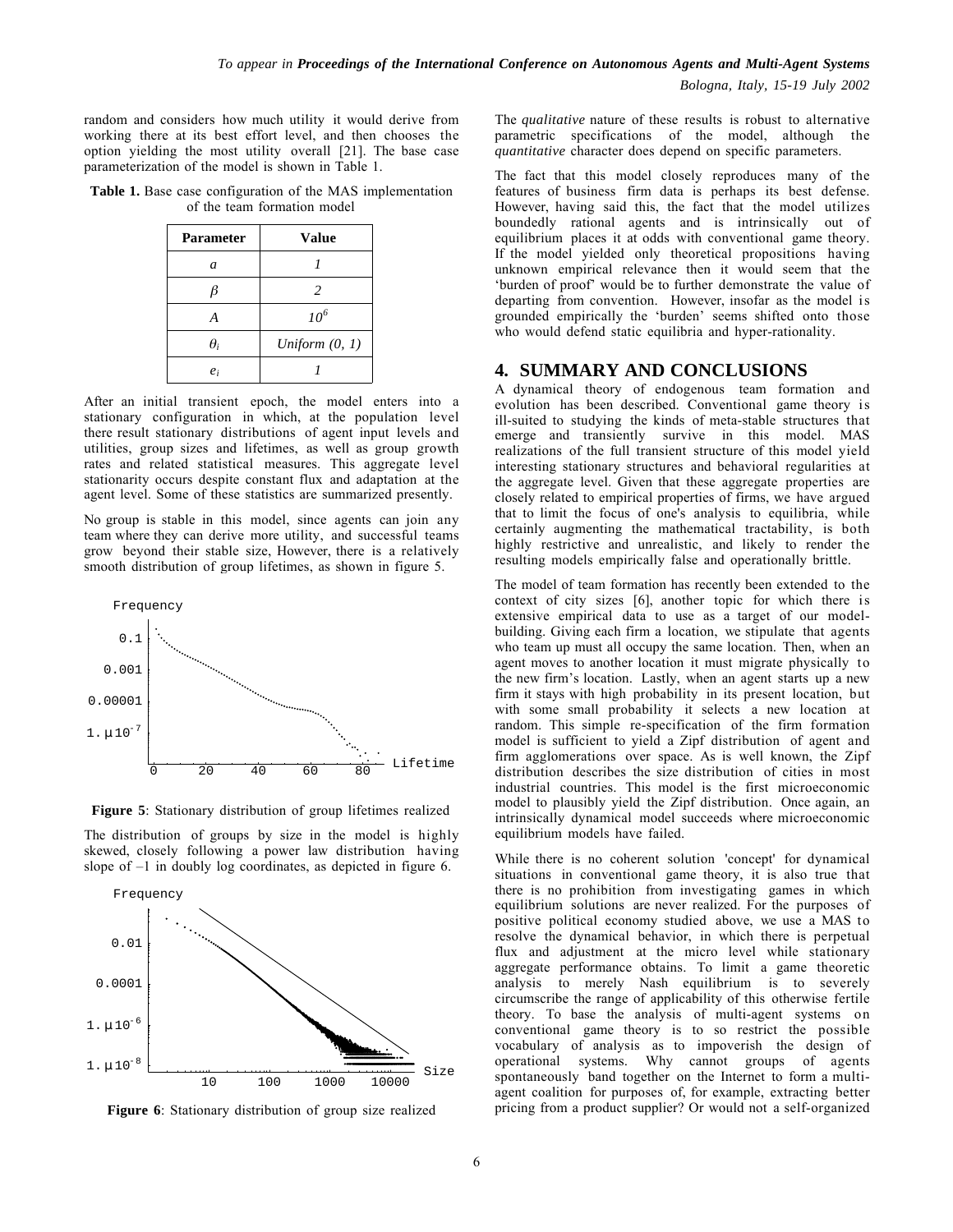random and considers how much utility it would derive from working there at its best effort level, and then chooses the option yielding the most utility overall [21]. The base case parameterization of the model is shown in Table 1.

**Table 1.** Base case configuration of the MAS implementation of the team formation model

| Parameter | Value |
|---|---|
| $a$ | *1* |
| $\beta$ | *2* |
| $A$ | $10^6$ |
| $\theta_i$ | *Uniform (0, 1)* |
| $e_i$ | *1* |

After an initial transient epoch, the model enters into a stationary configuration in which, at the population level there result stationary distributions of agent input levels and utilities, group sizes and lifetimes, as well as group growth rates and related statistical measures. This aggregate level stationarity occurs despite constant flux and adaptation at the agent level. Some of these statistics are summarized presently.

No group is stable in this model, since agents can join any team where they can derive more utility, and successful teams grow beyond their stable size, However, there is a relatively smooth distribution of group lifetimes, as shown in figure 5.

**Figure 5**: Stationary distribution of group lifetimes realized

The distribution of groups by size in the model is highly skewed, closely following a power law distribution having slope of –1 in doubly log coordinates, as depicted in figure 6.

**Figure 6**: Stationary distribution of group size realized

The *qualitative* nature of these results is robust to alternative parametric specifications of the model, although the *quantitative* character does depend on specific parameters.

The fact that this model closely reproduces many of the features of business firm data is perhaps its best defense. However, having said this, the fact that the model utilizes boundedly rational agents and is intrinsically out of equilibrium places it at odds with conventional game theory. If the model yielded only theoretical propositions having unknown empirical relevance then it would seem that the 'burden of proof' would be to further demonstrate the value of departing from convention. However, insofar as the model is grounded empirically the 'burden' seems shifted onto those who would defend static equilibria and hyper-rationality.

## 4. SUMMARY AND CONCLUSIONS

A dynamical theory of endogenous team formation and evolution has been described. Conventional game theory is ill-suited to studying the kinds of meta-stable structures that emerge and transiently survive in this model. MAS realizations of the full transient structure of this model yield interesting stationary structures and behavioral regularities at the aggregate level. Given that these aggregate properties are closely related to empirical properties of firms, we have argued that to limit the focus of one's analysis to equilibria, while certainly augmenting the mathematical tractability, is both highly restrictive and unrealistic, and likely to render the resulting models empirically false and operationally brittle.

The model of team formation has recently been extended to the context of city sizes [6], another topic for which there is extensive empirical data to use as a target of our model-building. Giving each firm a location, we stipulate that agents who team up must all occupy the same location. Then, when an agent moves to another location it must migrate physically to the new firm's location. Lastly, when an agent starts up a new firm it stays with high probability in its present location, but with some small probability it selects a new location at random. This simple re-specification of the firm formation model is sufficient to yield a Zipf distribution of agent and firm agglomerations over space. As is well known, the Zipf distribution describes the size distribution of cities in most industrial countries. This model is the first microeconomic model to plausibly yield the Zipf distribution. Once again, an intrinsically dynamical model succeeds where microeconomic equilibrium models have failed.

While there is no coherent solution 'concept' for dynamical situations in conventional game theory, it is also true that there is no prohibition from investigating games in which equilibrium solutions are never realized. For the purposes of positive political economy studied above, we use a MAS to resolve the dynamical behavior, in which there is perpetual flux and adjustment at the micro level while stationary aggregate performance obtains. To limit a game theoretic analysis to merely Nash equilibrium is to severely circumscribe the range of applicability of this otherwise fertile theory. To base the analysis of multi-agent systems on conventional game theory is to so restrict the possible vocabulary of analysis as to impoverish the design of operational systems. Why cannot groups of agents spontaneously band together on the Internet to form a multi-agent coalition for purposes of, for example, extracting better pricing from a product supplier? Or would not a self-organized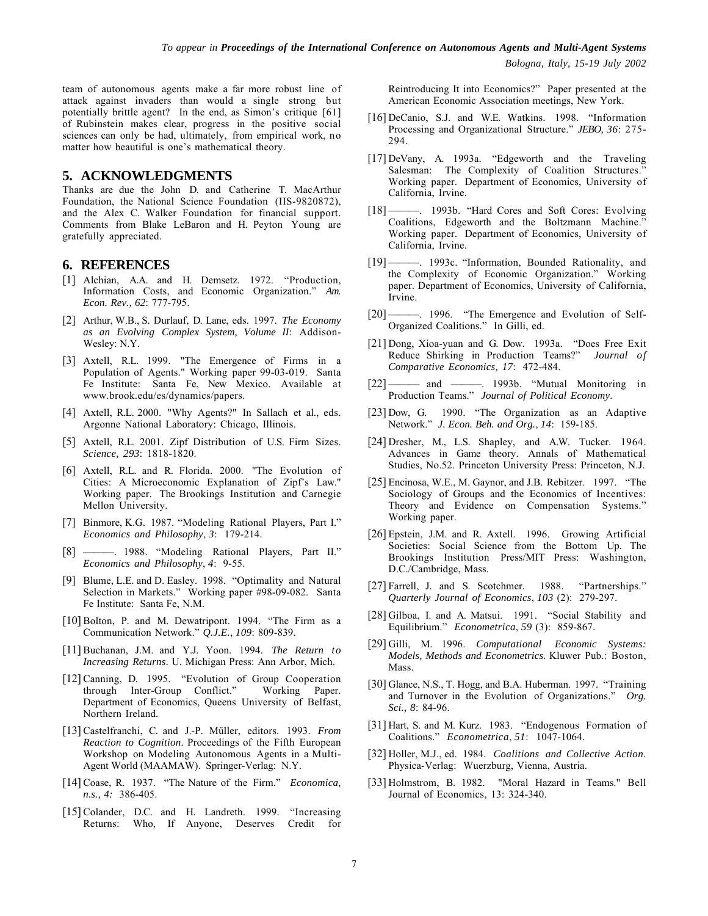team of autonomous agents make a far more robust line of attack against invaders than would a single strong but potentially brittle agent? In the end, as Simon's critique [61] of Rubinstein makes clear, progress in the positive social sciences can only be had, ultimately, from empirical work, no matter how beautiful is one's mathematical theory.

## 5. ACKNOWLEDGMENTS

Thanks are due the John D. and Catherine T. MacArthur Foundation, the National Science Foundation (IIS-9820872), and the Alex C. Walker Foundation for financial support. Comments from Blake LeBaron and H. Peyton Young are gratefully appreciated.

## 6. REFERENCES

[1] Alchian, A.A. and H. Demsetz. 1972. "Production, Information Costs, and Economic Organization." *Am. Econ. Rev., 62*: 777-795.

[2] Arthur, W.B., S. Durlauf, D. Lane, eds. 1997. *The Economy as an Evolving Complex System, Volume II*: Addison-Wesley: N.Y.

[3] Axtell, R.L. 1999. "The Emergence of Firms in a Population of Agents." Working paper 99-03-019. Santa Fe Institute: Santa Fe, New Mexico. Available at www.brook.edu/es/dynamics/papers.

[4] Axtell, R.L. 2000. "Why Agents?" In Sallach et al., eds. Argonne National Laboratory: Chicago, Illinois.

[5] Axtell, R.L. 2001. Zipf Distribution of U.S. Firm Sizes. *Science, 293*: 1818-1820.

[6] Axtell, R.L. and R. Florida. 2000. "The Evolution of Cities: A Microeconomic Explanation of Zipf's Law." Working paper. The Brookings Institution and Carnegie Mellon University.

[7] Binmore, K.G. 1987. "Modeling Rational Players, Part I." *Economics and Philosophy*, *3*: 179-214.

[8] ———. 1988. "Modeling Rational Players, Part II." *Economics and Philosophy*, *4*: 9-55.

[9] Blume, L.E. and D. Easley. 1998. "Optimality and Natural Selection in Markets." Working paper #98-09-082. Santa Fe Institute: Santa Fe, N.M.

[10] Bolton, P. and M. Dewatripont. 1994. "The Firm as a Communication Network." *Q.J.E.*, *109*: 809-839.

[11] Buchanan, J.M. and Y.J. Yoon. 1994. *The Return to Increasing Returns*. U. Michigan Press: Ann Arbor, Mich.

[12] Canning, D. 1995. "Evolution of Group Cooperation through Inter-Group Conflict." Working Paper. Department of Economics, Queens University of Belfast, Northern Ireland.

[13] Castelfranchi, C. and J.-P. Müller, editors. 1993. *From Reaction to Cognition*. Proceedings of the Fifth European Workshop on Modeling Autonomous Agents in a Multi-Agent World (MAAMAW). Springer-Verlag: N.Y.

[14] Coase, R. 1937. "The Nature of the Firm." *Economica, n.s., 4:* 386-405.

[15] Colander, D.C. and H. Landreth. 1999. "Increasing Returns: Who, If Anyone, Deserves Credit for Reintroducing It into Economics?" Paper presented at the American Economic Association meetings, New York.

[16] DeCanio, S.J. and W.E. Watkins. 1998. "Information Processing and Organizational Structure." *JEBO, 36*: 275-294.

[17] DeVany, A. 1993a. "Edgeworth and the Traveling Salesman: The Complexity of Coalition Structures." Working paper. Department of Economics, University of California, Irvine.

[18] ———. 1993b. "Hard Cores and Soft Cores: Evolving Coalitions, Edgeworth and the Boltzmann Machine." Working paper. Department of Economics, University of California, Irvine.

[19] ———. 1993c. "Information, Bounded Rationality, and the Complexity of Economic Organization." Working paper. Department of Economics, University of California, Irvine.

[20] ———. 1996. "The Emergence and Evolution of Self-Organized Coalitions." In Gilli, ed.

[21] Dong, Xioa-yuan and G. Dow. 1993a. "Does Free Exit Reduce Shirking in Production Teams?" *Journal of Comparative Economics, 17*: 472-484.

[22] ——— and ———. 1993b. "Mutual Monitoring in Production Teams." *Journal of Political Economy*.

[23] Dow, G. 1990. "The Organization as an Adaptive Network." *J. Econ. Beh. and Org.*, *14*: 159-185.

[24] Dresher, M., L.S. Shapley, and A.W. Tucker. 1964. Advances in Game theory. Annals of Mathematical Studies, No.52. Princeton University Press: Princeton, N.J.

[25] Encinosa, W.E., M. Gaynor, and J.B. Rebitzer. 1997. "The Sociology of Groups and the Economics of Incentives: Theory and Evidence on Compensation Systems." Working paper.

[26] Epstein, J.M. and R. Axtell. 1996. Growing Artificial Societies: Social Science from the Bottom Up. The Brookings Institution Press/MIT Press: Washington, D.C./Cambridge, Mass.

[27] Farrell, J. and S. Scotchmer. 1988. "Partnerships." *Quarterly Journal of Economics*, *103* (2): 279-297.

[28] Gilboa, I. and A. Matsui. 1991. "Social Stability and Equilibrium." *Econometrica*, *59* (3): 859-867.

[29] Gilli, M. 1996. *Computational Economic Systems: Models, Methods and Econometrics*. Kluwer Pub.: Boston, Mass.

[30] Glance, N.S., T. Hogg, and B.A. Huberman. 1997. "Training and Turnover in the Evolution of Organizations." *Org. Sci., 8*: 84-96.

[31] Hart, S. and M. Kurz. 1983. "Endogenous Formation of Coalitions." *Econometrica*, *51*: 1047-1064.

[32] Holler, M.J., ed. 1984. *Coalitions and Collective Action*. Physica-Verlag: Wuerzburg, Vienna, Austria.

[33] Holmstrom, B. 1982. "Moral Hazard in Teams." Bell Journal of Economics, 13: 324-340.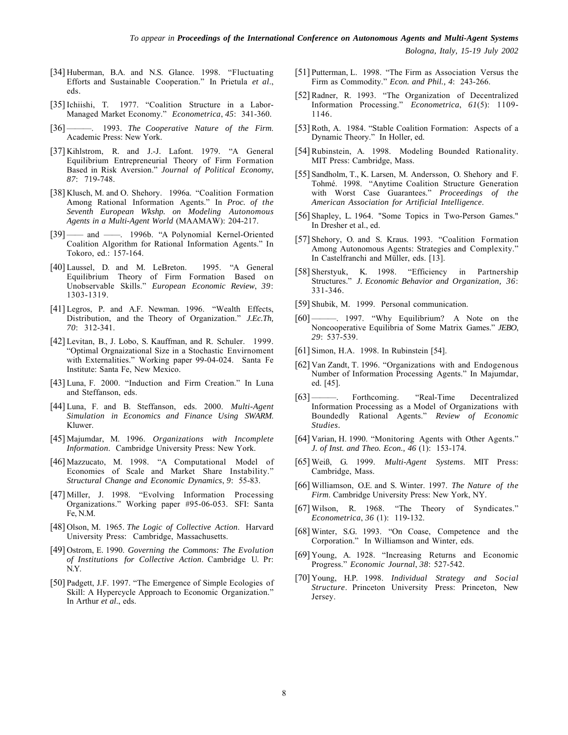[34] Huberman, B.A. and N.S. Glance. 1998. "Fluctuating Efforts and Sustainable Cooperation." In Prietula *et al*., eds.

[35] Ichiishi, T. 1977. "Coalition Structure in a Labor-Managed Market Economy." *Econometrica*, *45*: 341-360.

[36] ———. 1993. *The Cooperative Nature of the Firm*. Academic Press: New York.

[37] Kihlstrom, R. and J.-J. Lafont. 1979. "A General Equilibrium Entrepreneurial Theory of Firm Formation Based in Risk Aversion." *Journal of Political Economy*, *87*: 719-748.

[38] Klusch, M. and O. Shehory. 1996a. "Coalition Formation Among Rational Information Agents." In *Proc. of the Seventh European Wkshp. on Modeling Autonomous Agents in a Multi-Agent World* (MAAMAW): 204-217.

[39] —— and ——. 1996b. "A Polynomial Kernel-Oriented Coalition Algorithm for Rational Information Agents." In Tokoro, ed.: 157-164.

[40] Laussel, D. and M. LeBreton. 1995. "A General Equilibrium Theory of Firm Formation Based on Unobservable Skills." *European Economic Review*, *39*: 1303-1319.

[41] Legros, P. and A.F. Newman. 1996. "Wealth Effects, Distribution, and the Theory of Organization." *J.Ec.Th, 70*: 312-341.

[42] Levitan, B., J. Lobo, S. Kauffman, and R. Schuler. 1999. "Optimal Orgnaizational Size in a Stochastic Envirnoment with Externalities." Working paper 99-04-024. Santa Fe Institute: Santa Fe, New Mexico.

[43] Luna, F. 2000. "Induction and Firm Creation." In Luna and Steffanson, eds.

[44] Luna, F. and B. Steffanson, eds. 2000. *Multi-Agent Simulation in Economics and Finance Using SWARM*. Kluwer.

[45] Majumdar, M. 1996. *Organizations with Incomplete Information*. Cambridge University Press: New York.

[46] Mazzucato, M. 1998. "A Computational Model of Economies of Scale and Market Share Instability." *Structural Change and Economic Dynamics*, *9*: 55-83.

[47] Miller, J. 1998. "Evolving Information Processing Organizations." Working paper #95-06-053. SFI: Santa Fe, N.M.

[48] Olson, M. 1965. *The Logic of Collective Action*. Harvard University Press: Cambridge, Massachusetts.

[49] Ostrom, E. 1990. *Governing the Commons: The Evolution of Institutions for Collective Action*. Cambridge U. Pr: N.Y.

[50] Padgett, J.F. 1997. "The Emergence of Simple Ecologies of Skill: A Hypercycle Approach to Economic Organization." In Arthur *et al*., eds.

[51] Putterman, L. 1998. "The Firm as Association Versus the Firm as Commodity." *Econ. and Phil., 4*: 243-266.

[52] Radner, R. 1993. "The Organization of Decentralized Information Processing." *Econometrica*, *61*(5): 1109-1146.

[53] Roth, A. 1984. "Stable Coalition Formation: Aspects of a Dynamic Theory." In Holler, ed.

[54] Rubinstein, A. 1998. Modeling Bounded Rationality. MIT Press: Cambridge, Mass.

[55] Sandholm, T., K. Larsen, M. Andersson, O. Shehory and F. Tohmé. 1998. "Anytime Coalition Structure Generation with Worst Case Guarantees." *Proceedings of the American Association for Artificial Intelligence*.

[56] Shapley, L. 1964. "Some Topics in Two-Person Games." In Dresher et al., ed.

[57] Shehory, O. and S. Kraus. 1993. "Coalition Formation Among Autonomous Agents: Strategies and Complexity." In Castelfranchi and Müller, eds. [13].

[58] Sherstyuk, K. 1998. "Efficiency in Partnership Structures." *J. Economic Behavior and Organization, 36*: 331-346.

[59] Shubik, M. 1999. Personal communication.

[60] ———. 1997. "Why Equilibrium? A Note on the Noncooperative Equilibria of Some Matrix Games." *JEBO*, *29*: 537-539.

[61] Simon, H.A. 1998. In Rubinstein [54].

[62] Van Zandt, T. 1996. "Organizations with and Endogenous Number of Information Processing Agents." In Majumdar, ed. [45].

[63] ———. Forthcoming. "Real-Time Decentralized Information Processing as a Model of Organizations with Boundedly Rational Agents." *Review of Economic Studies*.

[64] Varian, H. 1990. "Monitoring Agents with Other Agents." *J. of Inst. and Theo. Econ., 46* (1): 153-174.

[65] Weiß, G. 1999. *Multi-Agent Systems*. MIT Press: Cambridge, Mass.

[66] Williamson, O.E. and S. Winter. 1997. *The Nature of the Firm*. Cambridge University Press: New York, NY.

[67] Wilson, R. 1968. "The Theory of Syndicates." *Econometrica*, *36* (1): 119-132.

[68] Winter, S.G. 1993. "On Coase, Competence and the Corporation." In Williamson and Winter, eds.

[69] Young, A. 1928. "Increasing Returns and Economic Progress." *Economic Journal*, *38*: 527-542.

[70] Young, H.P. 1998. *Individual Strategy and Social Structure*. Princeton University Press: Princeton, New Jersey.